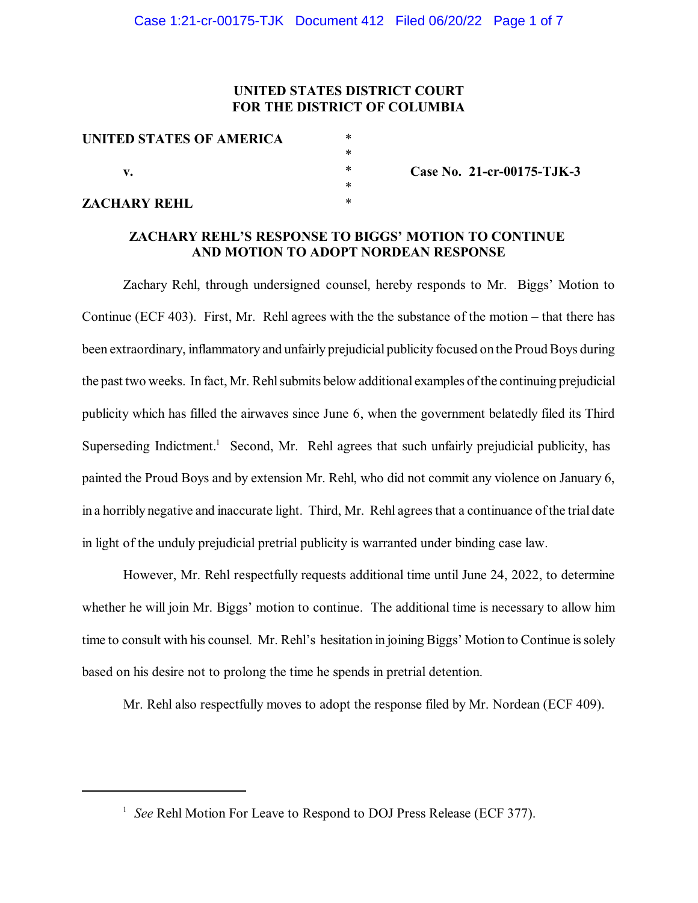**UNITED STATES DISTRICT COURT**
**FOR THE DISTRICT OF COLUMBIA**

| | | |
|---|---|---|
| **UNITED STATES OF AMERICA** | * | |
| | * | |
| **v.** | * | **Case No. 21-cr-00175-TJK-3** |
| | * | |
| **ZACHARY REHL** | * | |

**ZACHARY REHL'S RESPONSE TO BIGGS' MOTION TO CONTINUE AND MOTION TO ADOPT NORDEAN RESPONSE**

Zachary Rehl, through undersigned counsel, hereby responds to Mr. Biggs' Motion to Continue (ECF 403). First, Mr. Rehl agrees with the the substance of the motion – that there has been extraordinary, inflammatory and unfairly prejudicial publicity focused on the Proud Boys during the past two weeks. In fact, Mr. Rehl submits below additional examples of the continuing prejudicial publicity which has filled the airwaves since June 6, when the government belatedly filed its Third Superseding Indictment.[1] Second, Mr. Rehl agrees that such unfairly prejudicial publicity, has painted the Proud Boys and by extension Mr. Rehl, who did not commit any violence on January 6, in a horribly negative and inaccurate light. Third, Mr. Rehl agrees that a continuance of the trial date in light of the unduly prejudicial pretrial publicity is warranted under binding case law.

However, Mr. Rehl respectfully requests additional time until June 24, 2022, to determine whether he will join Mr. Biggs' motion to continue. The additional time is necessary to allow him time to consult with his counsel. Mr. Rehl's hesitation in joining Biggs' Motion to Continue is solely based on his desire not to prolong the time he spends in pretrial detention.

Mr. Rehl also respectfully moves to adopt the response filed by Mr. Nordean (ECF 409).

---

[1] *See* Rehl Motion For Leave to Respond to DOJ Press Release (ECF 377).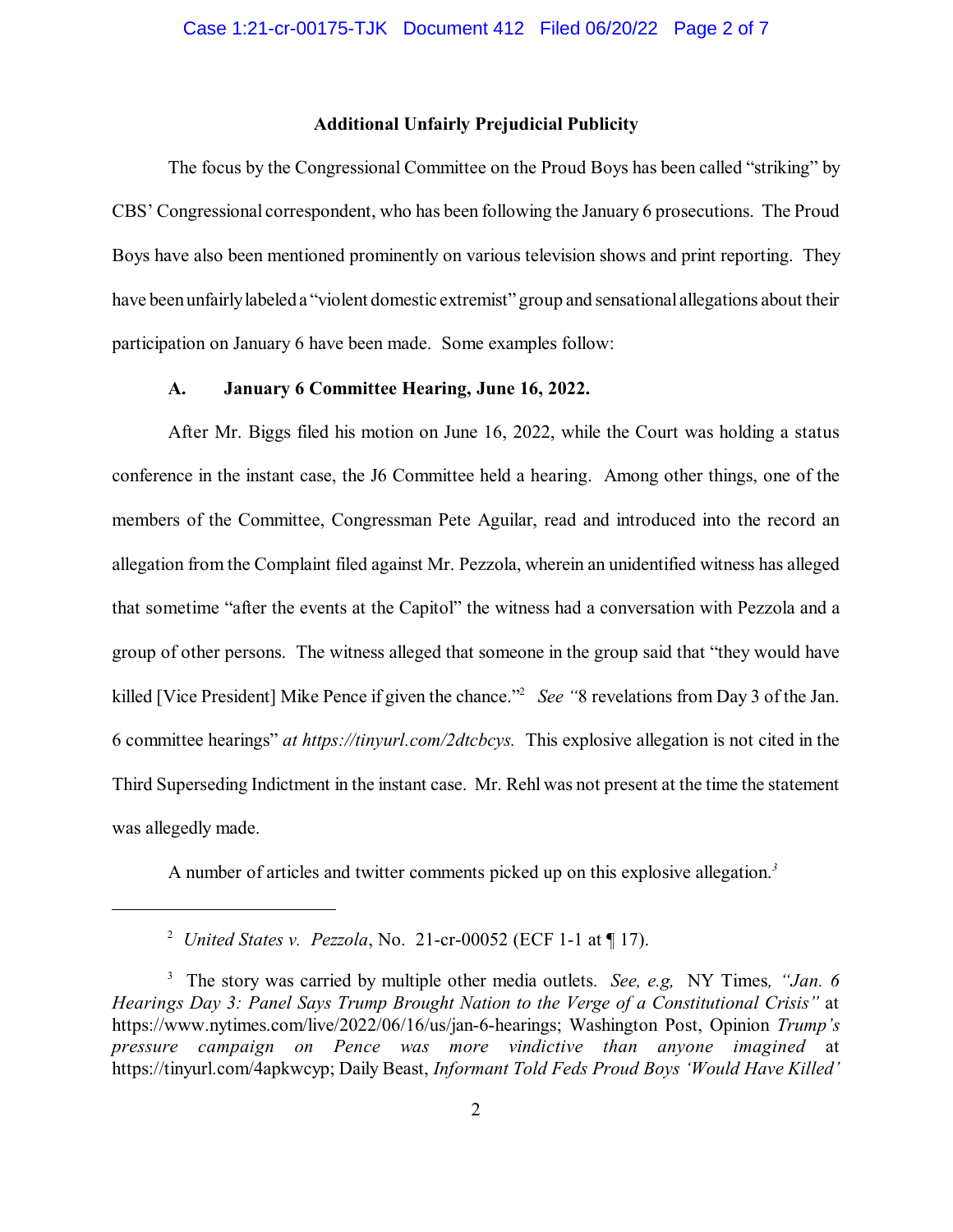## Additional Unfairly Prejudicial Publicity

The focus by the Congressional Committee on the Proud Boys has been called "striking" by CBS' Congressional correspondent, who has been following the January 6 prosecutions. The Proud Boys have also been mentioned prominently on various television shows and print reporting. They have been unfairly labeled a "violent domestic extremist" group and sensational allegations about their participation on January 6 have been made. Some examples follow:

### A. January 6 Committee Hearing, June 16, 2022.

After Mr. Biggs filed his motion on June 16, 2022, while the Court was holding a status conference in the instant case, the J6 Committee held a hearing. Among other things, one of the members of the Committee, Congressman Pete Aguilar, read and introduced into the record an allegation from the Complaint filed against Mr. Pezzola, wherein an unidentified witness has alleged that sometime "after the events at the Capitol" the witness had a conversation with Pezzola and a group of other persons. The witness alleged that someone in the group said that "they would have killed [Vice President] Mike Pence if given the chance."[2] *See* "8 revelations from Day 3 of the Jan. 6 committee hearings" *at https://tinyurl.com/2dtcbcys.* This explosive allegation is not cited in the Third Superseding Indictment in the instant case. Mr. Rehl was not present at the time the statement was allegedly made.

A number of articles and twitter comments picked up on this explosive allegation.[3]

---

[2] *United States v. Pezzola*, No. 21-cr-00052 (ECF 1-1 at ¶ 17).

[3] The story was carried by multiple other media outlets. *See, e.g,* NY Times, *"Jan. 6 Hearings Day 3: Panel Says Trump Brought Nation to the Verge of a Constitutional Crisis"* at https://www.nytimes.com/live/2022/06/16/us/jan-6-hearings; Washington Post, Opinion *Trump's pressure campaign on Pence was more vindictive than anyone imagined* at https://tinyurl.com/4apkwcyp; Daily Beast, *Informant Told Feds Proud Boys 'Would Have Killed'*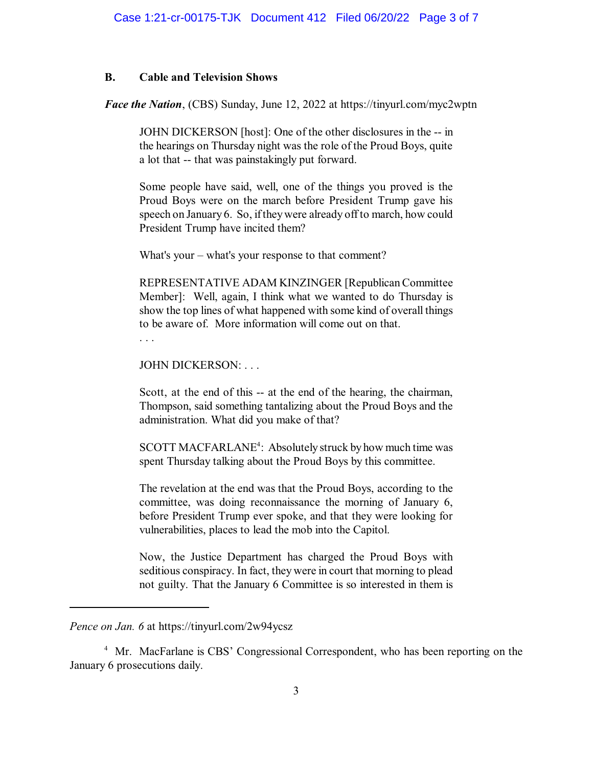## B. Cable and Television Shows

***Face the Nation***, (CBS) Sunday, June 12, 2022 at https://tinyurl.com/myc2wptn

> JOHN DICKERSON [host]: One of the other disclosures in the -- in the hearings on Thursday night was the role of the Proud Boys, quite a lot that -- that was painstakingly put forward.
>
> Some people have said, well, one of the things you proved is the Proud Boys were on the march before President Trump gave his speech on January 6. So, if they were already off to march, how could President Trump have incited them?
>
> What's your – what's your response to that comment?
>
> REPRESENTATIVE ADAM KINZINGER [Republican Committee Member]: Well, again, I think what we wanted to do Thursday is show the top lines of what happened with some kind of overall things to be aware of. More information will come out on that.
>
> . . .
>
> JOHN DICKERSON: . . .
>
> Scott, at the end of this -- at the end of the hearing, the chairman, Thompson, said something tantalizing about the Proud Boys and the administration. What did you make of that?
>
> SCOTT MACFARLANE[4]: Absolutely struck by how much time was spent Thursday talking about the Proud Boys by this committee.
>
> The revelation at the end was that the Proud Boys, according to the committee, was doing reconnaissance the morning of January 6, before President Trump ever spoke, and that they were looking for vulnerabilities, places to lead the mob into the Capitol.
>
> Now, the Justice Department has charged the Proud Boys with seditious conspiracy. In fact, they were in court that morning to plead not guilty. That the January 6 Committee is so interested in them is

---

*Pence on Jan. 6* at https://tinyurl.com/2w94ycsz

[4] Mr. MacFarlane is CBS' Congressional Correspondent, who has been reporting on the January 6 prosecutions daily.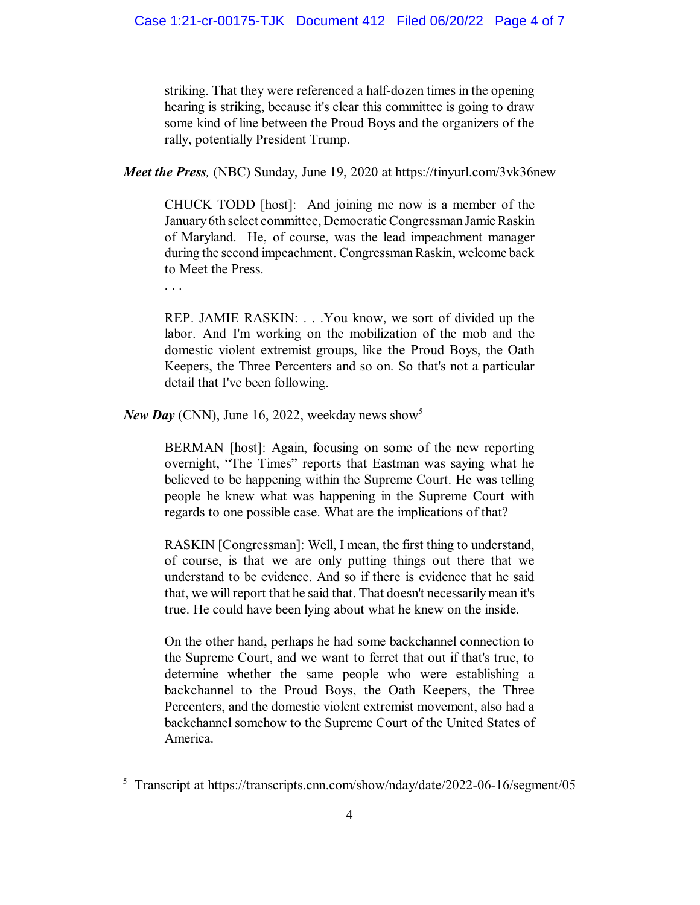> striking. That they were referenced a half-dozen times in the opening hearing is striking, because it's clear this committee is going to draw some kind of line between the Proud Boys and the organizers of the rally, potentially President Trump.

***Meet the Press***, (NBC) Sunday, June 19, 2020 at https://tinyurl.com/3vk36new

> CHUCK TODD [host]: And joining me now is a member of the January 6th select committee, Democratic Congressman Jamie Raskin of Maryland. He, of course, was the lead impeachment manager during the second impeachment. Congressman Raskin, welcome back to Meet the Press.
>
> . . .
>
> REP. JAMIE RASKIN: . . .You know, we sort of divided up the labor. And I'm working on the mobilization of the mob and the domestic violent extremist groups, like the Proud Boys, the Oath Keepers, the Three Percenters and so on. So that's not a particular detail that I've been following.

***New Day*** (CNN), June 16, 2022, weekday news show[5]

> BERMAN [host]: Again, focusing on some of the new reporting overnight, "The Times" reports that Eastman was saying what he believed to be happening within the Supreme Court. He was telling people he knew what was happening in the Supreme Court with regards to one possible case. What are the implications of that?
>
> RASKIN [Congressman]: Well, I mean, the first thing to understand, of course, is that we are only putting things out there that we understand to be evidence. And so if there is evidence that he said that, we will report that he said that. That doesn't necessarily mean it's true. He could have been lying about what he knew on the inside.
>
> On the other hand, perhaps he had some backchannel connection to the Supreme Court, and we want to ferret that out if that's true, to determine whether the same people who were establishing a backchannel to the Proud Boys, the Oath Keepers, the Three Percenters, and the domestic violent extremist movement, also had a backchannel somehow to the Supreme Court of the United States of America.

---

[5] Transcript at https://transcripts.cnn.com/show/nday/date/2022-06-16/segment/05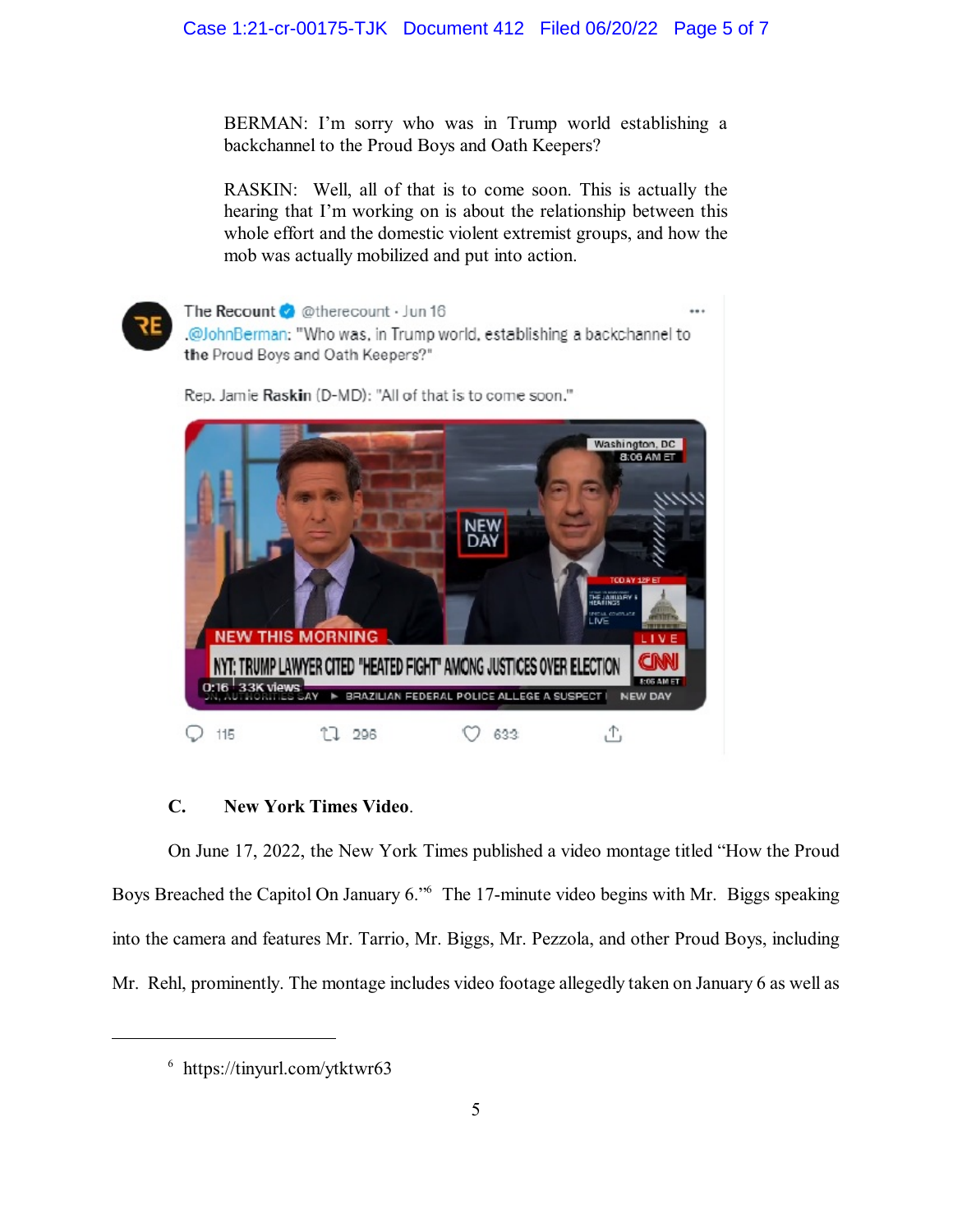BERMAN: I'm sorry who was in Trump world establishing a backchannel to the Proud Boys and Oath Keepers?

RASKIN: Well, all of that is to come soon. This is actually the hearing that I'm working on is about the relationship between this whole effort and the domestic violent extremist groups, and how the mob was actually mobilized and put into action.

> The Recount @therecount · Jun 16
>
> .@JohnBerman: "Who was, in Trump world, establishing a backchannel to the Proud Boys and Oath Keepers?"
>
> Rep. Jamie Raskin (D-MD): "All of that is to come soon."
>
> 0:16 | 33K views
>
> 115 296 633

**C. New York Times Video.**

On June 17, 2022, the New York Times published a video montage titled "How the Proud Boys Breached the Capitol On January 6."[6] The 17-minute video begins with Mr. Biggs speaking into the camera and features Mr. Tarrio, Mr. Biggs, Mr. Pezzola, and other Proud Boys, including Mr. Rehl, prominently. The montage includes video footage allegedly taken on January 6 as well as

---

[6] https://tinyurl.com/ytktwr63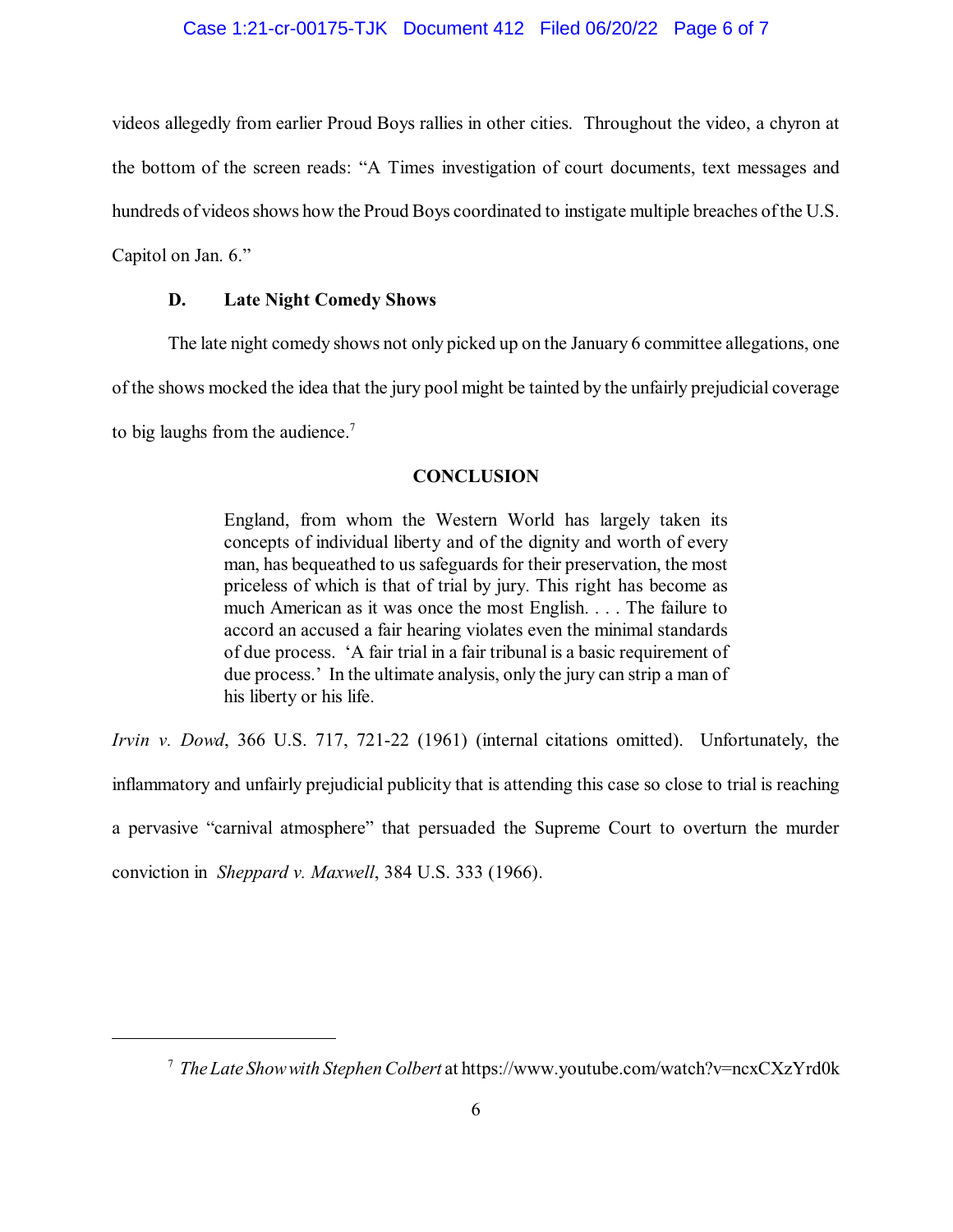videos allegedly from earlier Proud Boys rallies in other cities. Throughout the video, a chyron at the bottom of the screen reads: "A Times investigation of court documents, text messages and hundreds of videos shows how the Proud Boys coordinated to instigate multiple breaches of the U.S. Capitol on Jan. 6."

### D. Late Night Comedy Shows

The late night comedy shows not only picked up on the January 6 committee allegations, one of the shows mocked the idea that the jury pool might be tainted by the unfairly prejudicial coverage to big laughs from the audience.[7]

## CONCLUSION

> England, from whom the Western World has largely taken its concepts of individual liberty and of the dignity and worth of every man, has bequeathed to us safeguards for their preservation, the most priceless of which is that of trial by jury. This right has become as much American as it was once the most English. . . . The failure to accord an accused a fair hearing violates even the minimal standards of due process. 'A fair trial in a fair tribunal is a basic requirement of due process.' In the ultimate analysis, only the jury can strip a man of his liberty or his life.

*Irvin v. Dowd*, 366 U.S. 717, 721-22 (1961) (internal citations omitted). Unfortunately, the inflammatory and unfairly prejudicial publicity that is attending this case so close to trial is reaching a pervasive "carnival atmosphere" that persuaded the Supreme Court to overturn the murder conviction in *Sheppard v. Maxwell*, 384 U.S. 333 (1966).

---

[7] *The Late Show with Stephen Colbert* at https://www.youtube.com/watch?v=ncxCXzYrd0k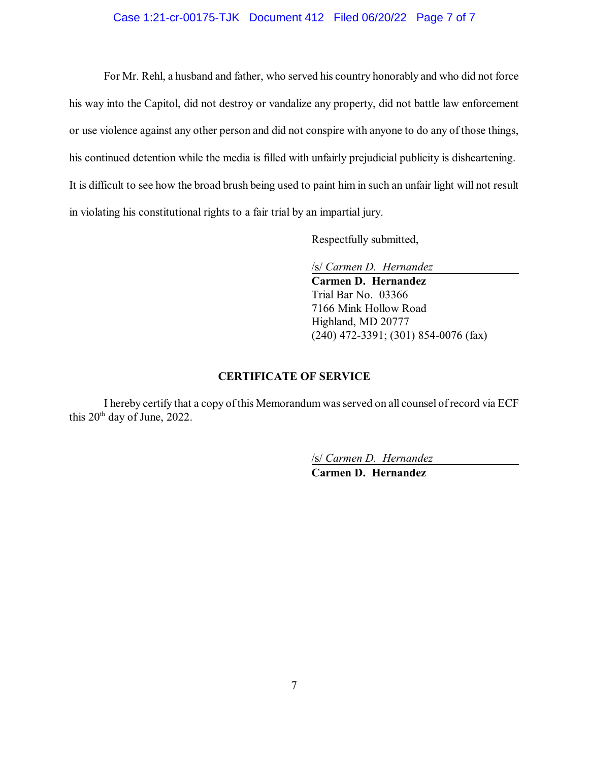For Mr. Rehl, a husband and father, who served his country honorably and who did not force his way into the Capitol, did not destroy or vandalize any property, did not battle law enforcement or use violence against any other person and did not conspire with anyone to do any of those things, his continued detention while the media is filled with unfairly prejudicial publicity is disheartening. It is difficult to see how the broad brush being used to paint him in such an unfair light will not result in violating his constitutional rights to a fair trial by an impartial jury.

Respectfully submitted,

/s/ *Carmen D. Hernandez*
**Carmen D. Hernandez**
Trial Bar No. 03366
7166 Mink Hollow Road
Highland, MD 20777
(240) 472-3391; (301) 854-0076 (fax)

**CERTIFICATE OF SERVICE**

I hereby certify that a copy of this Memorandum was served on all counsel of record via ECF this 20th day of June, 2022.

/s/ *Carmen D. Hernandez*
**Carmen D. Hernandez**